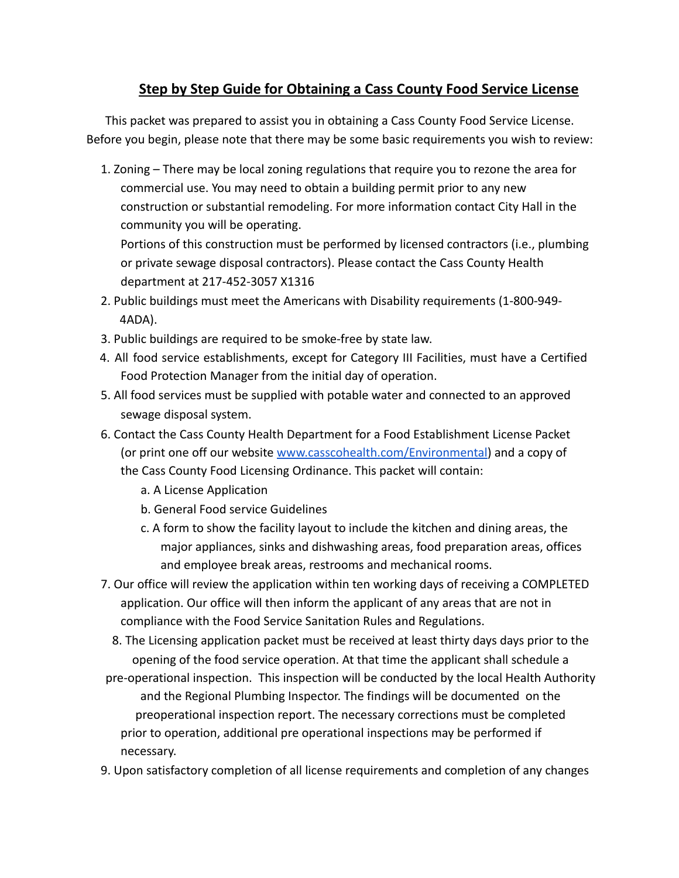## Step by Step Guide for Obtaining a Cass County Food Service License

This packet was prepared to assist you in obtaining a Cass County Food Service License. Before you begin, please note that there may be some basic requirements you wish to review:

1. Zoning – There may be local zoning regulations that require you to rezone the area for commercial use. You may need to obtain a building permit prior to any new construction or substantial remodeling. For more information contact City Hall in the community you will be operating.
   Portions of this construction must be performed by licensed contractors (i.e., plumbing or private sewage disposal contractors). Please contact the Cass County Health department at 217-452-3057 X1316
2. Public buildings must meet the Americans with Disability requirements (1-800-949-4ADA).
3. Public buildings are required to be smoke-free by state law.
4. All food service establishments, except for Category III Facilities, must have a Certified Food Protection Manager from the initial day of operation.
5. All food services must be supplied with potable water and connected to an approved sewage disposal system.
6. Contact the Cass County Health Department for a Food Establishment License Packet (or print one off our website [www.casscohealth.com/Environmental](www.casscohealth.com/Environmental)) and a copy of the Cass County Food Licensing Ordinance. This packet will contain:
   a. A License Application
   b. General Food service Guidelines
   c. A form to show the facility layout to include the kitchen and dining areas, the major appliances, sinks and dishwashing areas, food preparation areas, offices and employee break areas, restrooms and mechanical rooms.
7. Our office will review the application within ten working days of receiving a COMPLETED application. Our office will then inform the applicant of any areas that are not in compliance with the Food Service Sanitation Rules and Regulations.
8. The Licensing application packet must be received at least thirty days days prior to the opening of the food service operation. At that time the applicant shall schedule a pre-operational inspection. This inspection will be conducted by the local Health Authority and the Regional Plumbing Inspector. The findings will be documented on the preoperational inspection report. The necessary corrections must be completed prior to operation, additional pre operational inspections may be performed if necessary.
9. Upon satisfactory completion of all license requirements and completion of any changes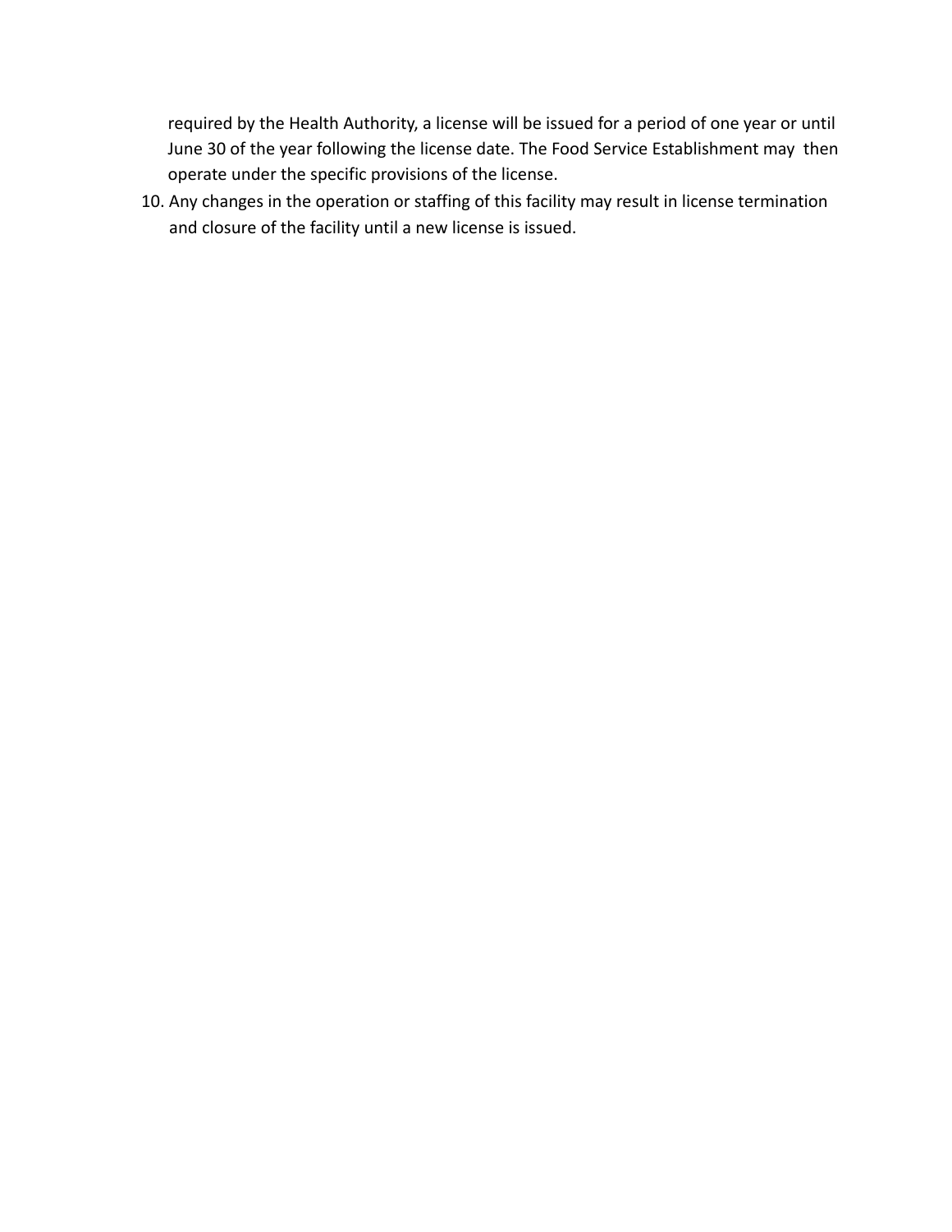required by the Health Authority, a license will be issued for a period of one year or until June 30 of the year following the license date. The Food Service Establishment may then operate under the specific provisions of the license.

10. Any changes in the operation or staffing of this facility may result in license termination and closure of the facility until a new license is issued.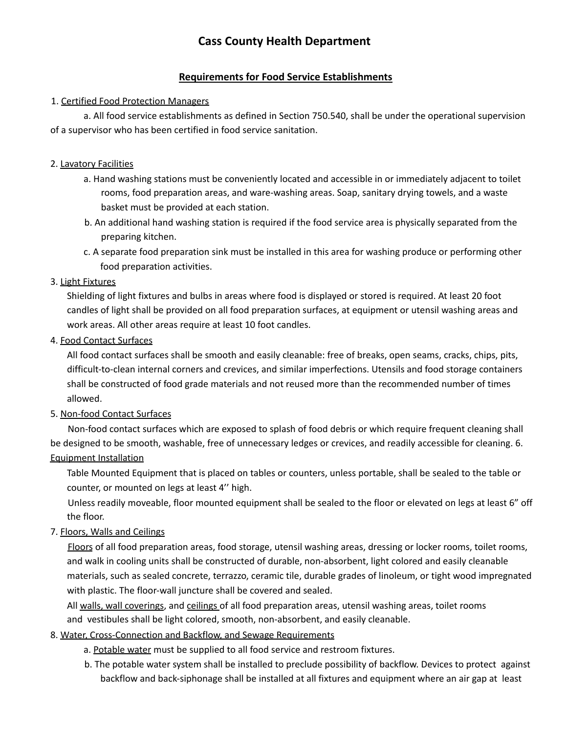# Cass County Health Department

## Requirements for Food Service Establishments

1. Certified Food Protection Managers

   a. All food service establishments as defined in Section 750.540, shall be under the operational supervision of a supervisor who has been certified in food service sanitation.

2. Lavatory Facilities

   a. Hand washing stations must be conveniently located and accessible in or immediately adjacent to toilet rooms, food preparation areas, and ware-washing areas. Soap, sanitary drying towels, and a waste basket must be provided at each station.

   b. An additional hand washing station is required if the food service area is physically separated from the preparing kitchen.

   c. A separate food preparation sink must be installed in this area for washing produce or performing other food preparation activities.

3. Light Fixtures

   Shielding of light fixtures and bulbs in areas where food is displayed or stored is required. At least 20 foot candles of light shall be provided on all food preparation surfaces, at equipment or utensil washing areas and work areas. All other areas require at least 10 foot candles.

4. Food Contact Surfaces

   All food contact surfaces shall be smooth and easily cleanable: free of breaks, open seams, cracks, chips, pits, difficult-to-clean internal corners and crevices, and similar imperfections. Utensils and food storage containers shall be constructed of food grade materials and not reused more than the recommended number of times allowed.

5. Non-food Contact Surfaces

   Non-food contact surfaces which are exposed to splash of food debris or which require frequent cleaning shall be designed to be smooth, washable, free of unnecessary ledges or crevices, and readily accessible for cleaning.

6. Equipment Installation

   Table Mounted Equipment that is placed on tables or counters, unless portable, shall be sealed to the table or counter, or mounted on legs at least 4'' high.

   Unless readily moveable, floor mounted equipment shall be sealed to the floor or elevated on legs at least 6" off the floor.

7. Floors, Walls and Ceilings

   Floors of all food preparation areas, food storage, utensil washing areas, dressing or locker rooms, toilet rooms, and walk in cooling units shall be constructed of durable, non-absorbent, light colored and easily cleanable materials, such as sealed concrete, terrazzo, ceramic tile, durable grades of linoleum, or tight wood impregnated with plastic. The floor-wall juncture shall be covered and sealed.

   All walls, wall coverings, and ceilings of all food preparation areas, utensil washing areas, toilet rooms and vestibules shall be light colored, smooth, non-absorbent, and easily cleanable.

8. Water, Cross-Connection and Backflow, and Sewage Requirements

   a. Potable water must be supplied to all food service and restroom fixtures.

   b. The potable water system shall be installed to preclude possibility of backflow. Devices to protect against backflow and back-siphonage shall be installed at all fixtures and equipment where an air gap at least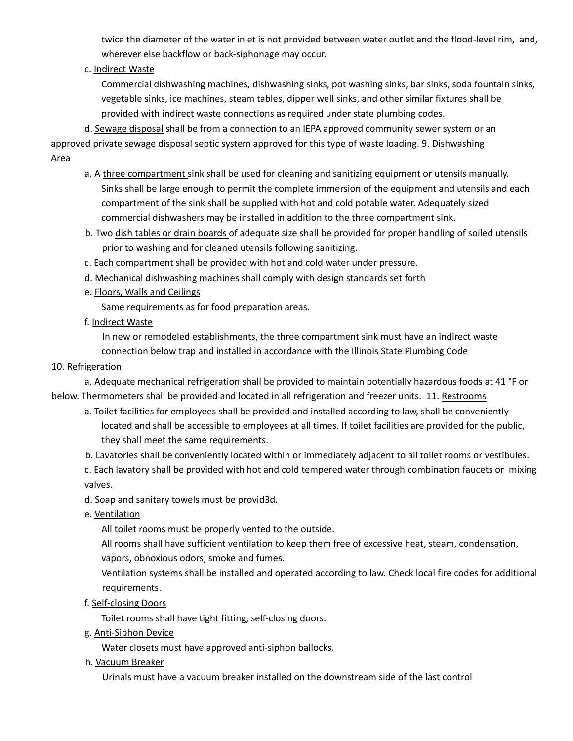twice the diameter of the water inlet is not provided between water outlet and the flood-level rim, and, wherever else backflow or back-siphonage may occur.

c. Indirect Waste

Commercial dishwashing machines, dishwashing sinks, pot washing sinks, bar sinks, soda fountain sinks, vegetable sinks, ice machines, steam tables, dipper well sinks, and other similar fixtures shall be provided with indirect waste connections as required under state plumbing codes.

d. Sewage disposal shall be from a connection to an IEPA approved community sewer system or an approved private sewage disposal septic system approved for this type of waste loading.

9. Dishwashing Area

a. A three compartment sink shall be used for cleaning and sanitizing equipment or utensils manually. Sinks shall be large enough to permit the complete immersion of the equipment and utensils and each compartment of the sink shall be supplied with hot and cold potable water. Adequately sized commercial dishwashers may be installed in addition to the three compartment sink.

b. Two dish tables or drain boards of adequate size shall be provided for proper handling of soiled utensils prior to washing and for cleaned utensils following sanitizing.

c. Each compartment shall be provided with hot and cold water under pressure.

d. Mechanical dishwashing machines shall comply with design standards set forth

e. Floors, Walls and Ceilings

Same requirements as for food preparation areas.

f. Indirect Waste

In new or remodeled establishments, the three compartment sink must have an indirect waste connection below trap and installed in accordance with the Illinois State Plumbing Code

10. Refrigeration

a. Adequate mechanical refrigeration shall be provided to maintain potentially hazardous foods at 41 °F or below. Thermometers shall be provided and located in all refrigeration and freezer units.

11. Restrooms

a. Toilet facilities for employees shall be provided and installed according to law, shall be conveniently located and shall be accessible to employees at all times. If toilet facilities are provided for the public, they shall meet the same requirements.

b. Lavatories shall be conveniently located within or immediately adjacent to all toilet rooms or vestibules.

c. Each lavatory shall be provided with hot and cold tempered water through combination faucets or mixing valves.

d. Soap and sanitary towels must be provid3d.

e. Ventilation

All toilet rooms must be properly vented to the outside.

All rooms shall have sufficient ventilation to keep them free of excessive heat, steam, condensation, vapors, obnoxious odors, smoke and fumes.

Ventilation systems shall be installed and operated according to law. Check local fire codes for additional requirements.

f. Self-closing Doors

Toilet rooms shall have tight fitting, self-closing doors.

g. Anti-Siphon Device

Water closets must have approved anti-siphon ballocks.

h. Vacuum Breaker

Urinals must have a vacuum breaker installed on the downstream side of the last control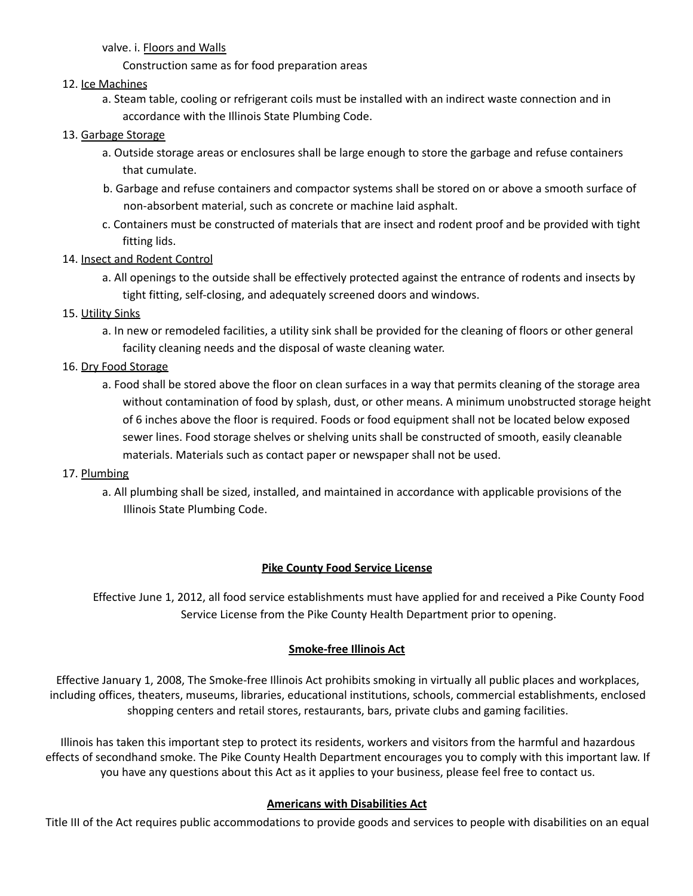valve. i. Floors and Walls

Construction same as for food preparation areas

12. Ice Machines
    a. Steam table, cooling or refrigerant coils must be installed with an indirect waste connection and in accordance with the Illinois State Plumbing Code.
13. Garbage Storage
    a. Outside storage areas or enclosures shall be large enough to store the garbage and refuse containers that cumulate.
    b. Garbage and refuse containers and compactor systems shall be stored on or above a smooth surface of non-absorbent material, such as concrete or machine laid asphalt.
    c. Containers must be constructed of materials that are insect and rodent proof and be provided with tight fitting lids.
14. Insect and Rodent Control
    a. All openings to the outside shall be effectively protected against the entrance of rodents and insects by tight fitting, self-closing, and adequately screened doors and windows.
15. Utility Sinks
    a. In new or remodeled facilities, a utility sink shall be provided for the cleaning of floors or other general facility cleaning needs and the disposal of waste cleaning water.
16. Dry Food Storage
    a. Food shall be stored above the floor on clean surfaces in a way that permits cleaning of the storage area without contamination of food by splash, dust, or other means. A minimum unobstructed storage height of 6 inches above the floor is required. Foods or food equipment shall not be located below exposed sewer lines. Food storage shelves or shelving units shall be constructed of smooth, easily cleanable materials. Materials such as contact paper or newspaper shall not be used.
17. Plumbing
    a. All plumbing shall be sized, installed, and maintained in accordance with applicable provisions of the Illinois State Plumbing Code.

## Pike County Food Service License

Effective June 1, 2012, all food service establishments must have applied for and received a Pike County Food Service License from the Pike County Health Department prior to opening.

## Smoke-free Illinois Act

Effective January 1, 2008, The Smoke-free Illinois Act prohibits smoking in virtually all public places and workplaces, including offices, theaters, museums, libraries, educational institutions, schools, commercial establishments, enclosed shopping centers and retail stores, restaurants, bars, private clubs and gaming facilities.

Illinois has taken this important step to protect its residents, workers and visitors from the harmful and hazardous effects of secondhand smoke. The Pike County Health Department encourages you to comply with this important law. If you have any questions about this Act as it applies to your business, please feel free to contact us.

## Americans with Disabilities Act

Title III of the Act requires public accommodations to provide goods and services to people with disabilities on an equal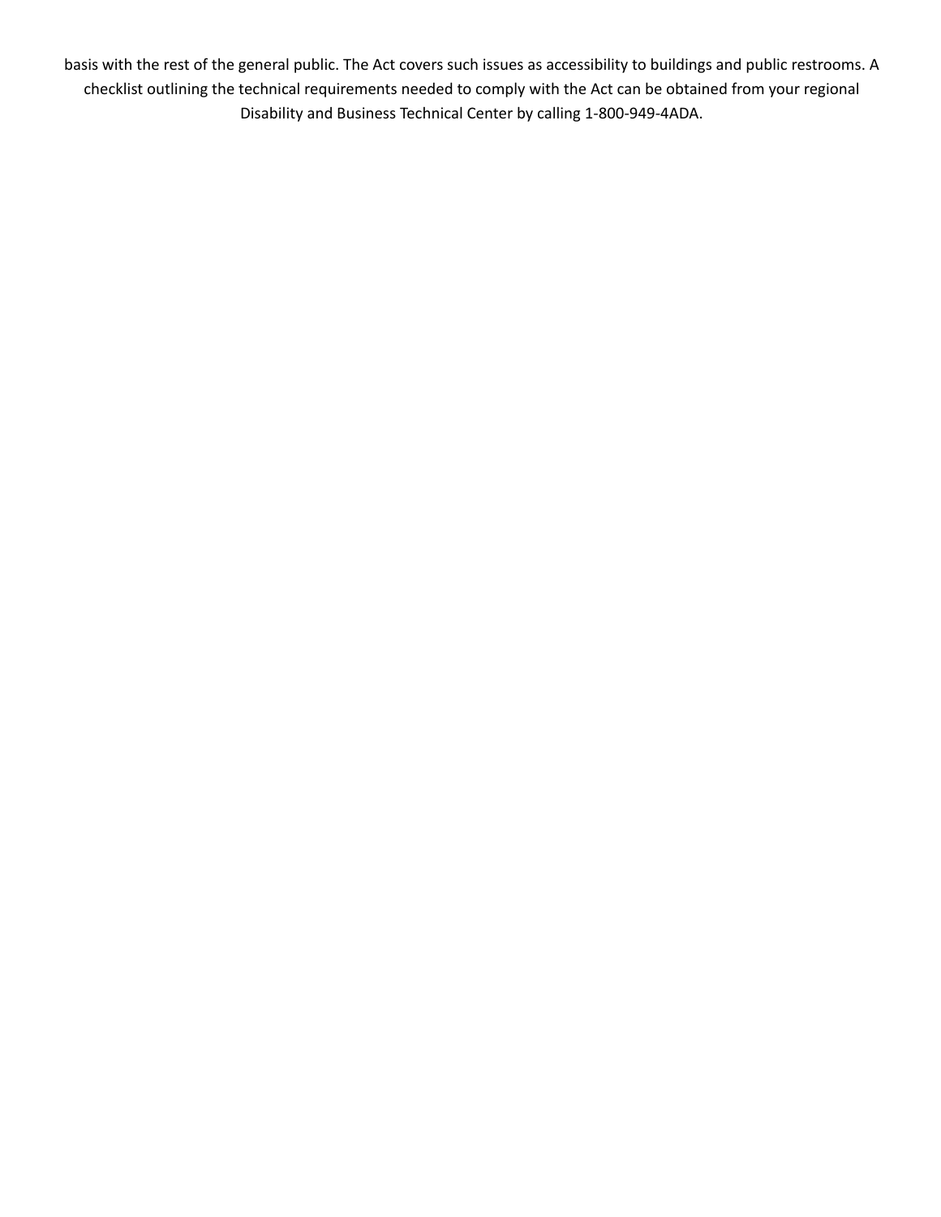basis with the rest of the general public. The Act covers such issues as accessibility to buildings and public restrooms. A checklist outlining the technical requirements needed to comply with the Act can be obtained from your regional Disability and Business Technical Center by calling 1-800-949-4ADA.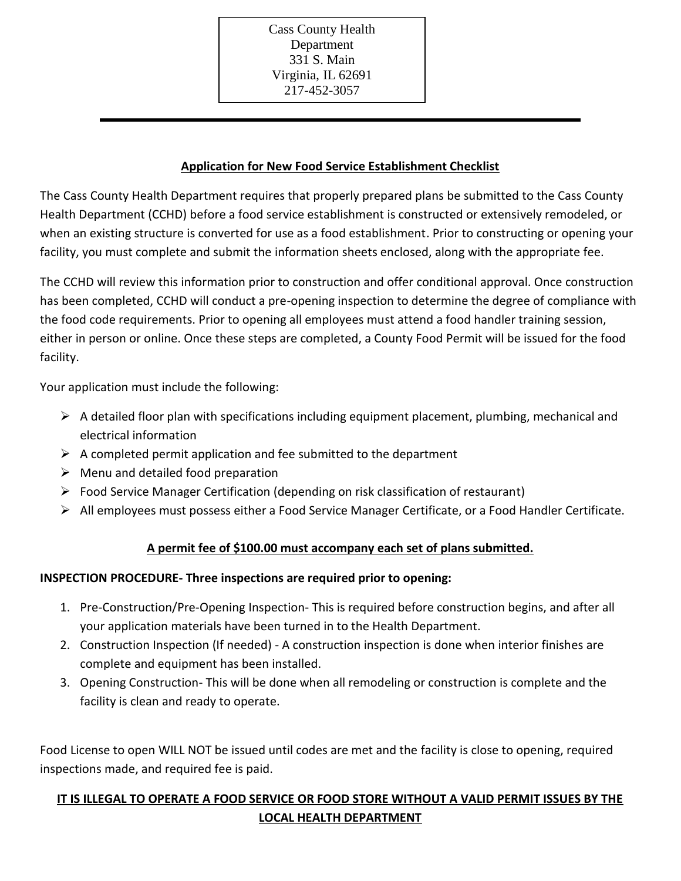Cass County Health Department
331 S. Main
Virginia, IL 62691
217-452-3057

---

## Application for New Food Service Establishment Checklist

The Cass County Health Department requires that properly prepared plans be submitted to the Cass County Health Department (CCHD) before a food service establishment is constructed or extensively remodeled, or when an existing structure is converted for use as a food establishment. Prior to constructing or opening your facility, you must complete and submit the information sheets enclosed, along with the appropriate fee.

The CCHD will review this information prior to construction and offer conditional approval. Once construction has been completed, CCHD will conduct a pre-opening inspection to determine the degree of compliance with the food code requirements. Prior to opening all employees must attend a food handler training session, either in person or online. Once these steps are completed, a County Food Permit will be issued for the food facility.

Your application must include the following:

- A detailed floor plan with specifications including equipment placement, plumbing, mechanical and electrical information
- A completed permit application and fee submitted to the department
- Menu and detailed food preparation
- Food Service Manager Certification (depending on risk classification of restaurant)
- All employees must possess either a Food Service Manager Certificate, or a Food Handler Certificate.

**A permit fee of $100.00 must accompany each set of plans submitted.**

**INSPECTION PROCEDURE- Three inspections are required prior to opening:**

1. Pre-Construction/Pre-Opening Inspection- This is required before construction begins, and after all your application materials have been turned in to the Health Department.
2. Construction Inspection (If needed) - A construction inspection is done when interior finishes are complete and equipment has been installed.
3. Opening Construction- This will be done when all remodeling or construction is complete and the facility is clean and ready to operate.

Food License to open WILL NOT be issued until codes are met and the facility is close to opening, required inspections made, and required fee is paid.

**IT IS ILLEGAL TO OPERATE A FOOD SERVICE OR FOOD STORE WITHOUT A VALID PERMIT ISSUES BY THE LOCAL HEALTH DEPARTMENT**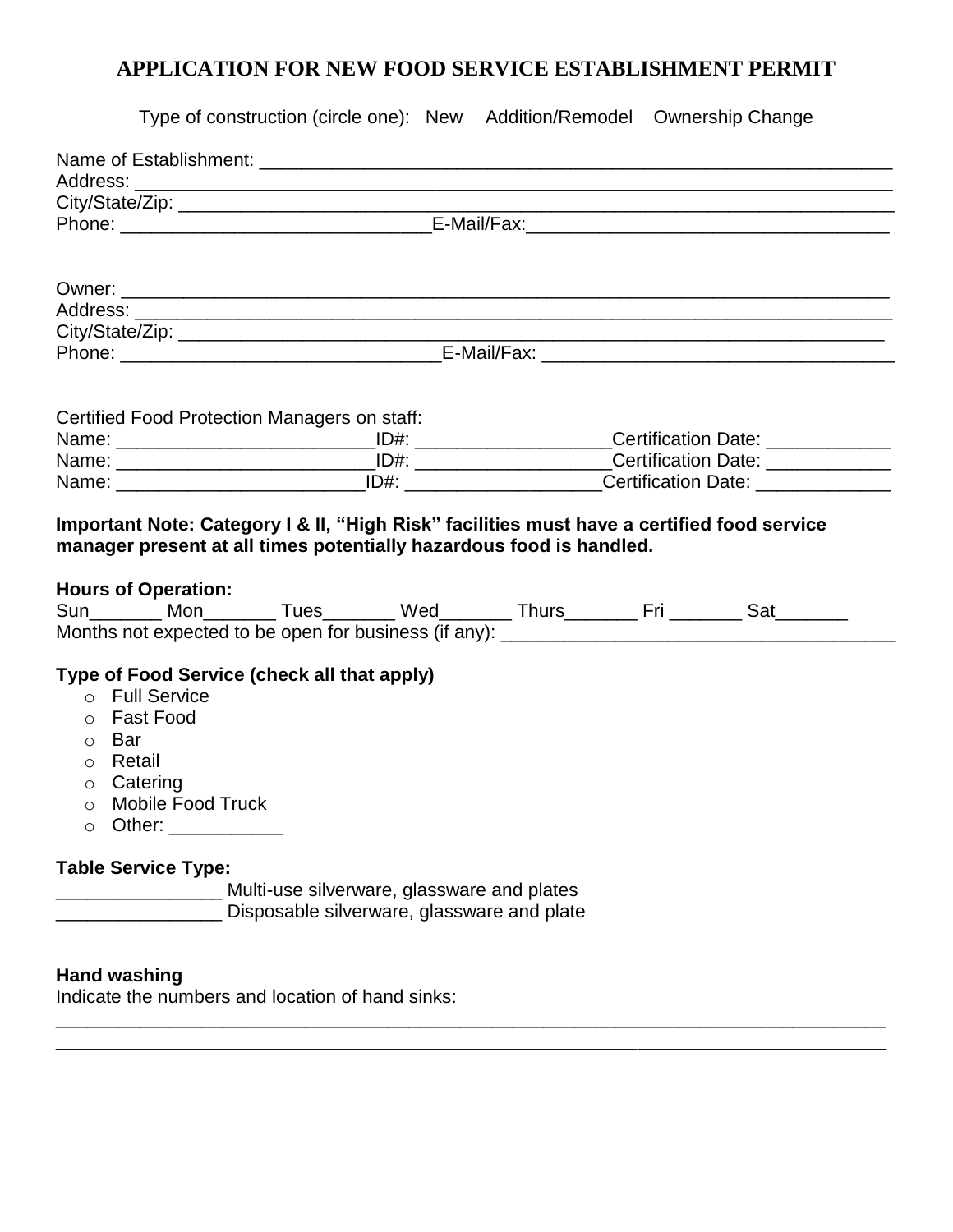# APPLICATION FOR NEW FOOD SERVICE ESTABLISHMENT PERMIT

Type of construction (circle one): New Addition/Remodel Ownership Change

Name of Establishment: ______________________________________________________________
Address: ______________________________________________________________________
City/State/Zip: ____________________________________________________________________
Phone: ______________________________ E-Mail/Fax: ___________________________________

Owner: ________________________________________________________________________
Address: ______________________________________________________________________
City/State/Zip: ___________________________________________________________________
Phone: _______________________________ E-Mail/Fax: ___________________________________

Certified Food Protection Managers on staff:
Name: _________________________ ID#: __________________ Certification Date: ____________
Name: _________________________ ID#: __________________ Certification Date: ____________
Name: ________________________ ID#: ___________________ Certification Date: _____________

**Important Note: Category I & II, "High Risk" facilities must have a certified food service manager present at all times potentially hazardous food is handled.**

**Hours of Operation:**
Sun_______ Mon_______ Tues_______ Wed_______ Thurs_______ Fri _______ Sat_______
Months not expected to be open for business (if any): ______________________________________

**Type of Food Service (check all that apply)**

- Full Service
- Fast Food
- Bar
- Retail
- Catering
- Mobile Food Truck
- Other: ___________

**Table Service Type:**
________________ Multi-use silverware, glassware and plates
________________ Disposable silverware, glassware and plate

**Hand washing**
Indicate the numbers and location of hand sinks:
_____________________________________________________________________________________
_____________________________________________________________________________________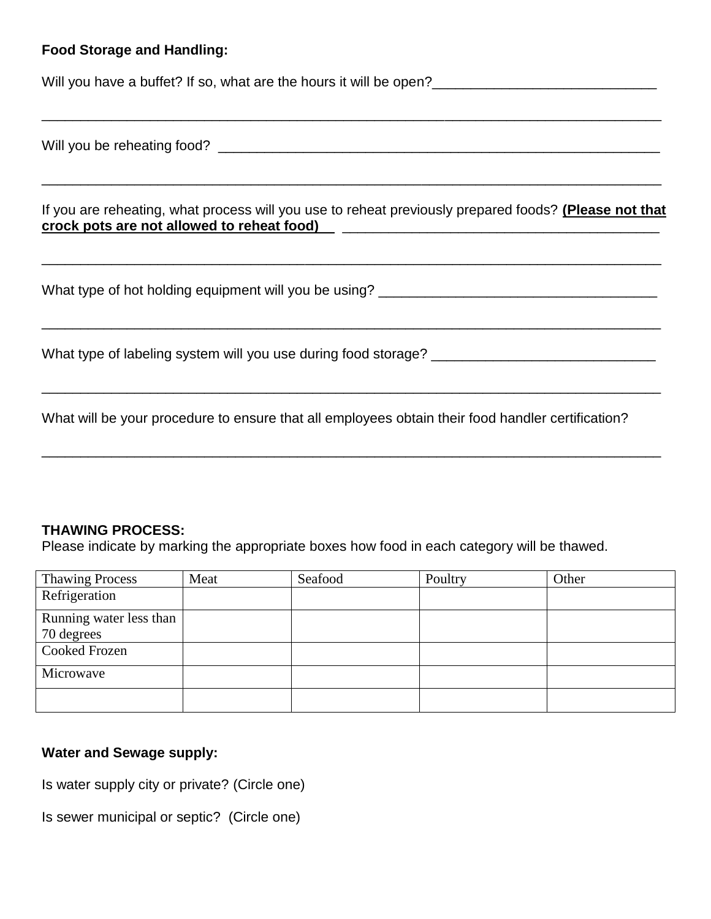**Food Storage and Handling:**

Will you have a buffet? If so, what are the hours it will be open?_____________________________

_________________________________________________________________________________

Will you be reheating food? _____________________________________________________________

_________________________________________________________________________________

If you are reheating, what process will you use to reheat previously prepared foods? **(Please not that crock pots are not allowed to reheat food)** __________________________________________

_________________________________________________________________________________

What type of hot holding equipment will you be using? ___________________________________

_________________________________________________________________________________

What type of labeling system will you use during food storage? _____________________________

_________________________________________________________________________________

What will be your procedure to ensure that all employees obtain their food handler certification?

_________________________________________________________________________________

**THAWING PROCESS:**
Please indicate by marking the appropriate boxes how food in each category will be thawed.

| Thawing Process | Meat | Seafood | Poultry | Other |
| --- | --- | --- | --- | --- |
| Refrigeration | | | | |
| Running water less than 70 degrees | | | | |
| Cooked Frozen | | | | |
| Microwave | | | | |
| | | | | |

**Water and Sewage supply:**

Is water supply city or private? (Circle one)

Is sewer municipal or septic? (Circle one)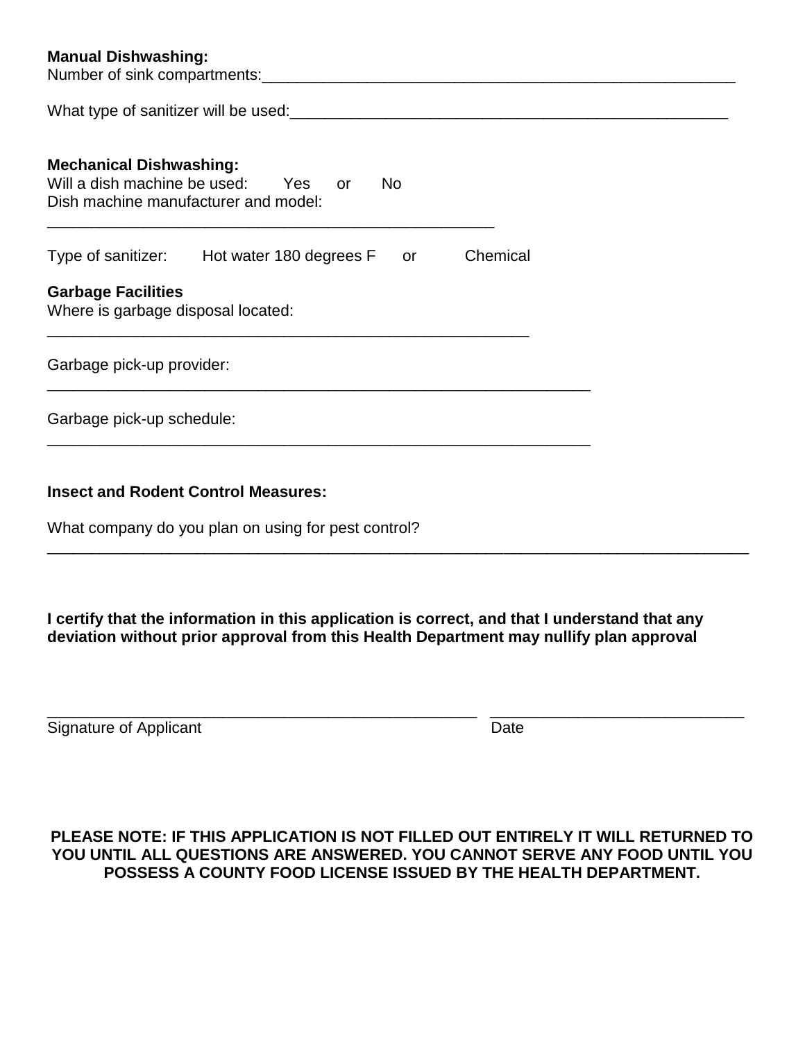**Manual Dishwashing:**
Number of sink compartments:\_\_\_\_\_\_\_\_\_\_\_\_\_\_\_\_\_\_\_\_\_\_\_\_\_\_\_\_\_\_\_\_\_\_\_\_\_\_\_\_\_\_\_\_\_\_\_\_\_\_\_\_\_\_\_\_

What type of sanitizer will be used:\_\_\_\_\_\_\_\_\_\_\_\_\_\_\_\_\_\_\_\_\_\_\_\_\_\_\_\_\_\_\_\_\_\_\_\_\_\_\_\_\_\_\_\_\_\_\_\_\_\_\_

**Mechanical Dishwashing:**
Will a dish machine be used: Yes or No
Dish machine manufacturer and model:

\_\_\_\_\_\_\_\_\_\_\_\_\_\_\_\_\_\_\_\_\_\_\_\_\_\_\_\_\_\_\_\_\_\_\_\_\_\_\_\_\_\_\_\_\_\_\_\_\_\_\_\_

Type of sanitizer: Hot water 180 degrees F or Chemical

**Garbage Facilities**
Where is garbage disposal located:

\_\_\_\_\_\_\_\_\_\_\_\_\_\_\_\_\_\_\_\_\_\_\_\_\_\_\_\_\_\_\_\_\_\_\_\_\_\_\_\_\_\_\_\_\_\_\_\_\_\_\_\_\_\_\_\_

Garbage pick-up provider:

\_\_\_\_\_\_\_\_\_\_\_\_\_\_\_\_\_\_\_\_\_\_\_\_\_\_\_\_\_\_\_\_\_\_\_\_\_\_\_\_\_\_\_\_\_\_\_\_\_\_\_\_\_\_\_\_\_\_\_\_\_\_\_\_

Garbage pick-up schedule:

\_\_\_\_\_\_\_\_\_\_\_\_\_\_\_\_\_\_\_\_\_\_\_\_\_\_\_\_\_\_\_\_\_\_\_\_\_\_\_\_\_\_\_\_\_\_\_\_\_\_\_\_\_\_\_\_\_\_\_\_\_\_\_\_

**Insect and Rodent Control Measures:**

What company do you plan on using for pest control?

\_\_\_\_\_\_\_\_\_\_\_\_\_\_\_\_\_\_\_\_\_\_\_\_\_\_\_\_\_\_\_\_\_\_\_\_\_\_\_\_\_\_\_\_\_\_\_\_\_\_\_\_\_\_\_\_\_\_\_\_\_\_\_\_\_\_\_\_\_\_\_\_\_\_\_\_\_\_\_\_\_\_\_\_

**I certify that the information in this application is correct, and that I understand that any deviation without prior approval from this Health Department may nullify plan approval**

\_\_\_\_\_\_\_\_\_\_\_\_\_\_\_\_\_\_\_\_\_\_\_\_\_\_\_\_\_\_\_\_\_\_\_\_\_\_\_\_\_\_\_\_\_\_\_\_\_\_\_ \_\_\_\_\_\_\_\_\_\_\_\_\_\_\_\_\_\_\_\_\_\_\_\_\_\_\_\_\_\_
Signature of Applicant Date

**PLEASE NOTE: IF THIS APPLICATION IS NOT FILLED OUT ENTIRELY IT WILL RETURNED TO YOU UNTIL ALL QUESTIONS ARE ANSWERED. YOU CANNOT SERVE ANY FOOD UNTIL YOU POSSESS A COUNTY FOOD LICENSE ISSUED BY THE HEALTH DEPARTMENT.**